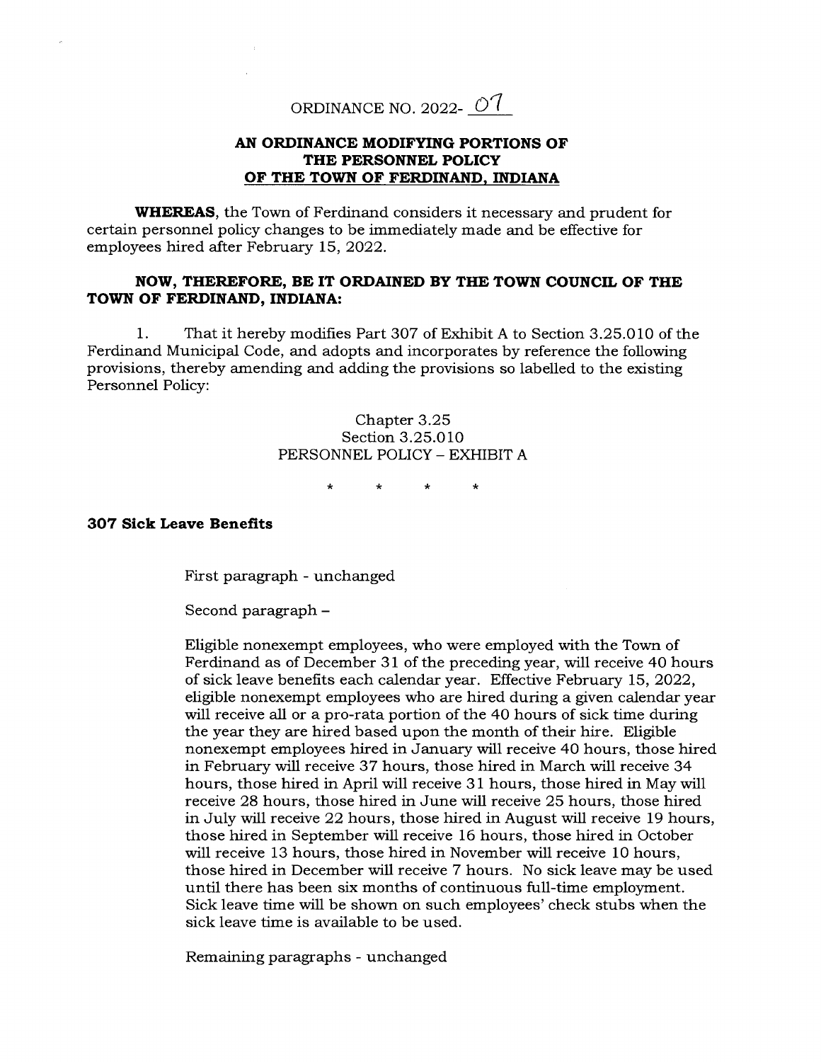ORDINANCE NO. 2022- 07

**AN ORDINANCE MODIFYING PORTIONS OF THE PERSONNEL POLICY OF THE TOWN OF FERDINAND, INDIANA**

**WHEREAS**, the Town of Ferdinand considers it necessary and prudent for certain personnel policy changes to be immediately made and be effective for employees hired after February 15, 2022.

**NOW, THEREFORE, BE IT ORDAINED BY THE TOWN COUNCIL OF THE TOWN OF FERDINAND, INDIANA:**

1. That it hereby modifies Part 307 of Exhibit A to Section 3.25.010 of the Ferdinand Municipal Code, and adopts and incorporates by reference the following provisions, thereby amending and adding the provisions so labelled to the existing Personnel Policy:

Chapter 3.25
Section 3.25.010
PERSONNEL POLICY – EXHIBIT A

\* \* \* \*

**307 Sick Leave Benefits**

First paragraph - unchanged

Second paragraph –

Eligible nonexempt employees, who were employed with the Town of Ferdinand as of December 31 of the preceding year, will receive 40 hours of sick leave benefits each calendar year. Effective February 15, 2022, eligible nonexempt employees who are hired during a given calendar year will receive all or a pro-rata portion of the 40 hours of sick time during the year they are hired based upon the month of their hire. Eligible nonexempt employees hired in January will receive 40 hours, those hired in February will receive 37 hours, those hired in March will receive 34 hours, those hired in April will receive 31 hours, those hired in May will receive 28 hours, those hired in June will receive 25 hours, those hired in July will receive 22 hours, those hired in August will receive 19 hours, those hired in September will receive 16 hours, those hired in October will receive 13 hours, those hired in November will receive 10 hours, those hired in December will receive 7 hours. No sick leave may be used until there has been six months of continuous full-time employment. Sick leave time will be shown on such employees' check stubs when the sick leave time is available to be used.

Remaining paragraphs - unchanged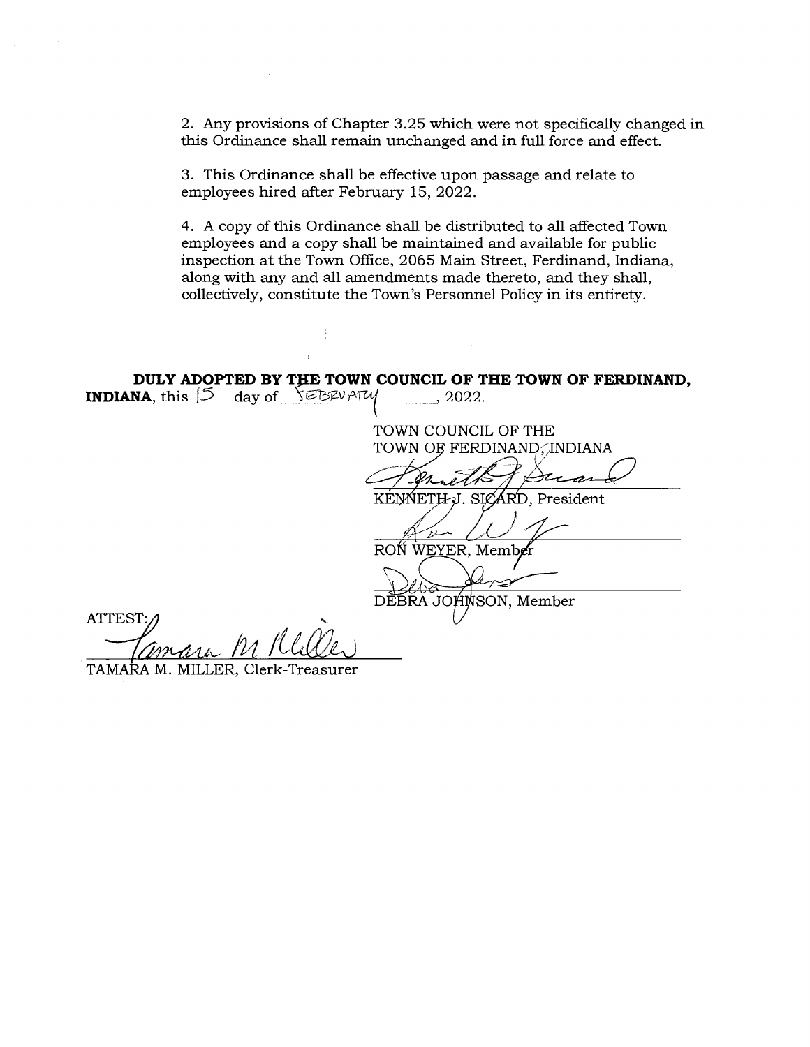2. Any provisions of Chapter 3.25 which were not specifically changed in this Ordinance shall remain unchanged and in full force and effect.

3. This Ordinance shall be effective upon passage and relate to employees hired after February 15, 2022.

4. A copy of this Ordinance shall be distributed to all affected Town employees and a copy shall be maintained and available for public inspection at the Town Office, 2065 Main Street, Ferdinand, Indiana, along with any and all amendments made thereto, and they shall, collectively, constitute the Town's Personnel Policy in its entirety.

**DULY ADOPTED BY THE TOWN COUNCIL OF THE TOWN OF FERDINAND, INDIANA**, this 15 day of FEBRUARY, 2022.

TOWN COUNCIL OF THE
TOWN OF FERDINAND, INDIANA

KENNETH J. SICARD, President

RON WEYER, Member

DEBRA JOHNSON, Member

ATTEST:

TAMARA M. MILLER, Clerk-Treasurer